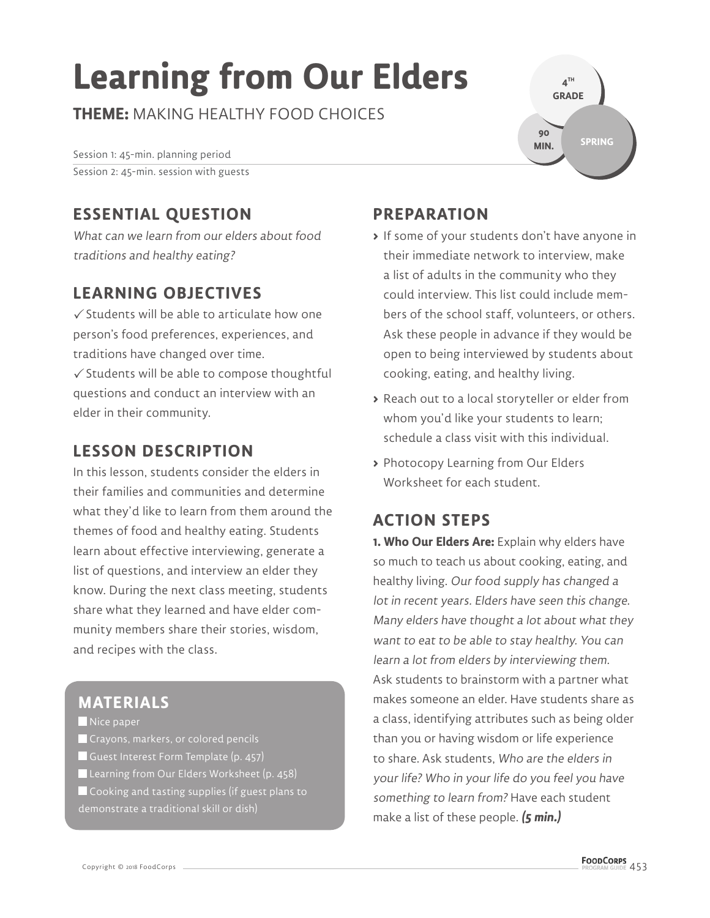# Learning from Our Elders

**THEME:** MAKING HEALTHY FOOD CHOICES

4TH GRADE | 90 MIN. | SPRING

Session 1: 45-min. planning period

Session 2: 45-min. session with guests

## ESSENTIAL QUESTION

*What can we learn from our elders about food traditions and healthy eating?*

## LEARNING OBJECTIVES

✓ Students will be able to articulate how one person's food preferences, experiences, and traditions have changed over time.

✓ Students will be able to compose thoughtful questions and conduct an interview with an elder in their community.

## LESSON DESCRIPTION

In this lesson, students consider the elders in their families and communities and determine what they'd like to learn from them around the themes of food and healthy eating. Students learn about effective interviewing, generate a list of questions, and interview an elder they know. During the next class meeting, students share what they learned and have elder community members share their stories, wisdom, and recipes with the class.

## MATERIALS

- Nice paper
- Crayons, markers, or colored pencils
- Guest Interest Form Template (p. 457)
- Learning from Our Elders Worksheet (p. 458)
- Cooking and tasting supplies (if guest plans to demonstrate a traditional skill or dish)

## PREPARATION

- If some of your students don't have anyone in their immediate network to interview, make a list of adults in the community who they could interview. This list could include members of the school staff, volunteers, or others. Ask these people in advance if they would be open to being interviewed by students about cooking, eating, and healthy living.
- Reach out to a local storyteller or elder from whom you'd like your students to learn; schedule a class visit with this individual.
- Photocopy Learning from Our Elders Worksheet for each student.

## ACTION STEPS

**1. Who Our Elders Are:** Explain why elders have so much to teach us about cooking, eating, and healthy living. *Our food supply has changed a lot in recent years. Elders have seen this change. Many elders have thought a lot about what they want to eat to be able to stay healthy. You can learn a lot from elders by interviewing them.* Ask students to brainstorm with a partner what makes someone an elder. Have students share as a class, identifying attributes such as being older than you or having wisdom or life experience to share. Ask students, *Who are the elders in your life? Who in your life do you feel you have something to learn from?* Have each student make a list of these people. ***(5 min.)***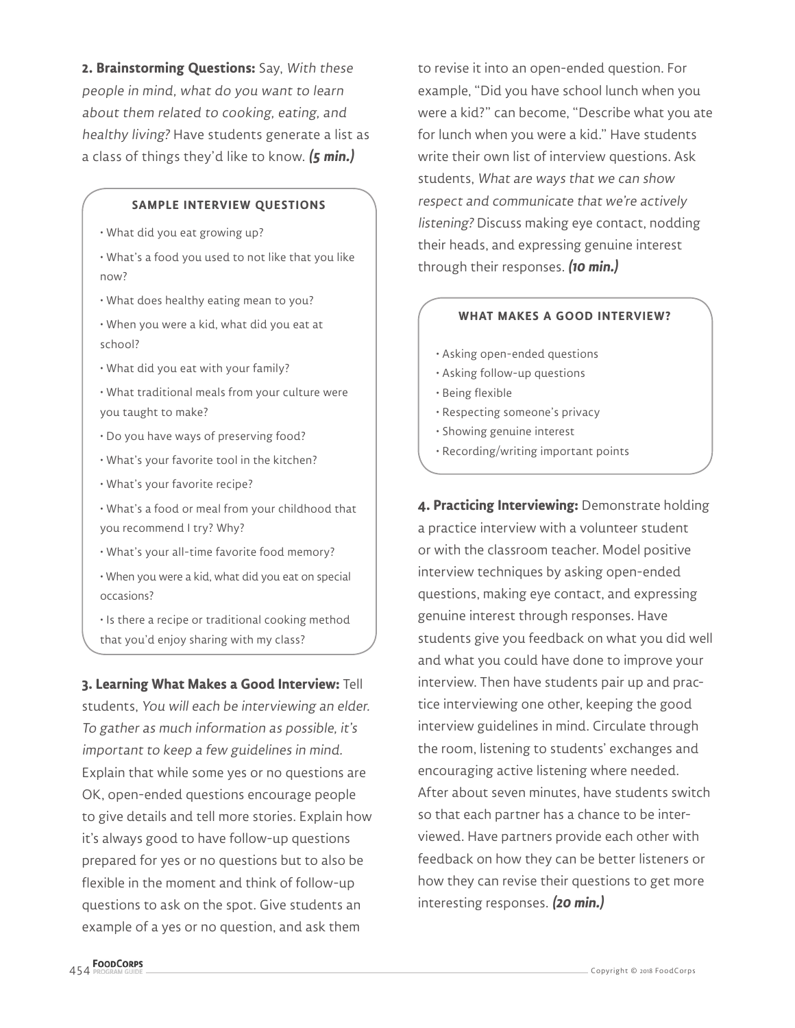**2. Brainstorming Questions:** Say, *With these people in mind, what do you want to learn about them related to cooking, eating, and healthy living?* Have students generate a list as a class of things they'd like to know. ***(5 min.)***

**SAMPLE INTERVIEW QUESTIONS**

- What did you eat growing up?
- What's a food you used to not like that you like now?
- What does healthy eating mean to you?
- When you were a kid, what did you eat at school?
- What did you eat with your family?
- What traditional meals from your culture were you taught to make?
- Do you have ways of preserving food?
- What's your favorite tool in the kitchen?
- What's your favorite recipe?
- What's a food or meal from your childhood that you recommend I try? Why?
- What's your all-time favorite food memory?
- When you were a kid, what did you eat on special occasions?
- Is there a recipe or traditional cooking method that you'd enjoy sharing with my class?

**3. Learning What Makes a Good Interview:** Tell students, *You will each be interviewing an elder. To gather as much information as possible, it's important to keep a few guidelines in mind.* Explain that while some yes or no questions are OK, open-ended questions encourage people to give details and tell more stories. Explain how it's always good to have follow-up questions prepared for yes or no questions but to also be flexible in the moment and think of follow-up questions to ask on the spot. Give students an example of a yes or no question, and ask them to revise it into an open-ended question. For example, "Did you have school lunch when you were a kid?" can become, "Describe what you ate for lunch when you were a kid." Have students write their own list of interview questions. Ask students, *What are ways that we can show respect and communicate that we're actively listening?* Discuss making eye contact, nodding their heads, and expressing genuine interest through their responses. ***(10 min.)***

**WHAT MAKES A GOOD INTERVIEW?**

- Asking open-ended questions
- Asking follow-up questions
- Being flexible
- Respecting someone's privacy
- Showing genuine interest
- Recording/writing important points

**4. Practicing Interviewing:** Demonstrate holding a practice interview with a volunteer student or with the classroom teacher. Model positive interview techniques by asking open-ended questions, making eye contact, and expressing genuine interest through responses. Have students give you feedback on what you did well and what you could have done to improve your interview. Then have students pair up and practice interviewing one other, keeping the good interview guidelines in mind. Circulate through the room, listening to students' exchanges and encouraging active listening where needed. After about seven minutes, have students switch so that each partner has a chance to be interviewed. Have partners provide each other with feedback on how they can be better listeners or how they can revise their questions to get more interesting responses. ***(20 min.)***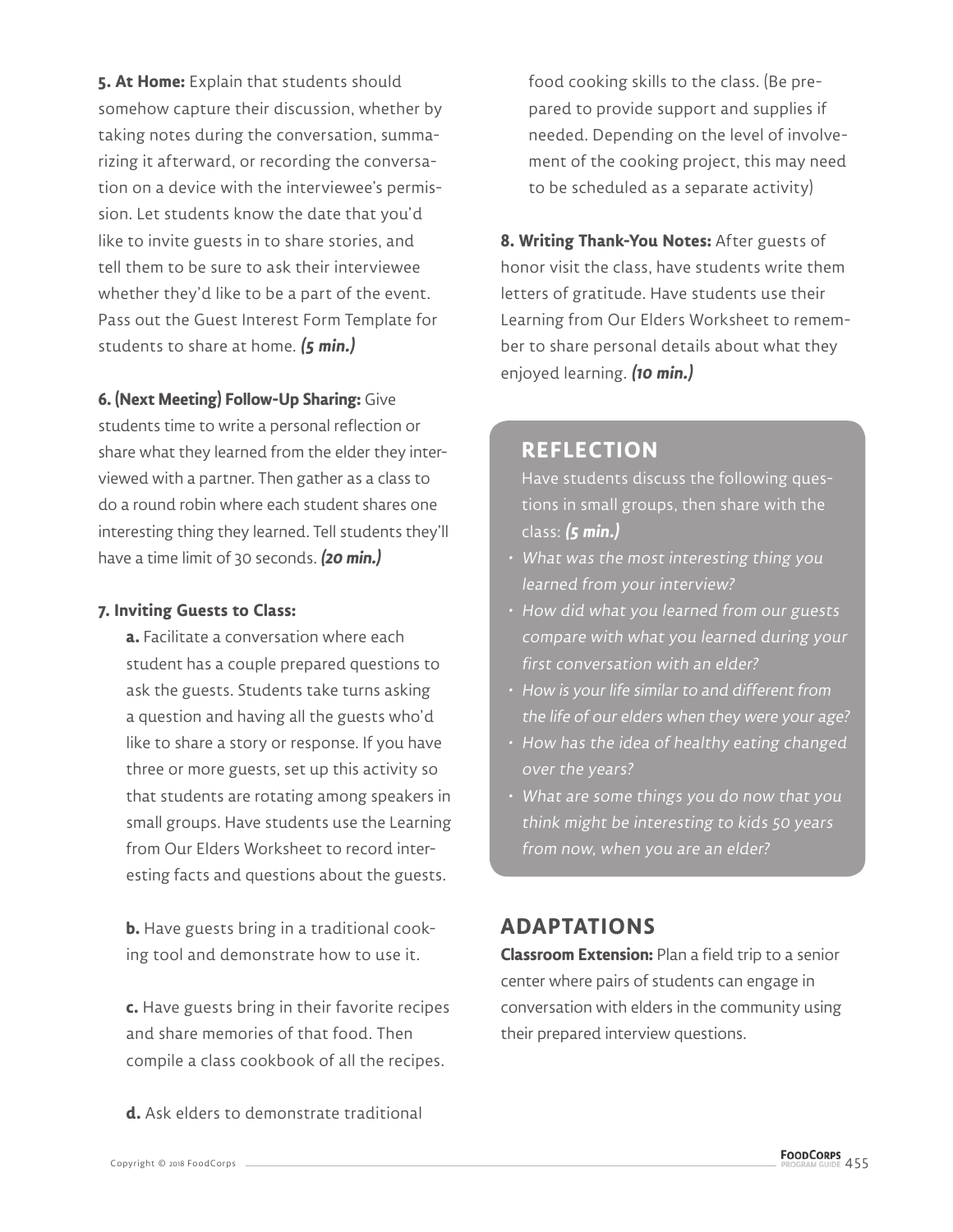**5. At Home:** Explain that students should somehow capture their discussion, whether by taking notes during the conversation, summarizing it afterward, or recording the conversation on a device with the interviewee's permission. Let students know the date that you'd like to invite guests in to share stories, and tell them to be sure to ask their interviewee whether they'd like to be a part of the event. Pass out the Guest Interest Form Template for students to share at home. ***(5 min.)***

**6. (Next Meeting) Follow-Up Sharing:** Give students time to write a personal reflection or share what they learned from the elder they interviewed with a partner. Then gather as a class to do a round robin where each student shares one interesting thing they learned. Tell students they'll have a time limit of 30 seconds. ***(20 min.)***

**7. Inviting Guests to Class:**

**a.** Facilitate a conversation where each student has a couple prepared questions to ask the guests. Students take turns asking a question and having all the guests who'd like to share a story or response. If you have three or more guests, set up this activity so that students are rotating among speakers in small groups. Have students use the Learning from Our Elders Worksheet to record interesting facts and questions about the guests.

**b.** Have guests bring in a traditional cooking tool and demonstrate how to use it.

**c.** Have guests bring in their favorite recipes and share memories of that food. Then compile a class cookbook of all the recipes.

**d.** Ask elders to demonstrate traditional food cooking skills to the class. (Be prepared to provide support and supplies if needed. Depending on the level of involvement of the cooking project, this may need to be scheduled as a separate activity)

**8. Writing Thank-You Notes:** After guests of honor visit the class, have students write them letters of gratitude. Have students use their Learning from Our Elders Worksheet to remember to share personal details about what they enjoyed learning. ***(10 min.)***

## REFLECTION

Have students discuss the following questions in small groups, then share with the class: ***(5 min.)***

- *What was the most interesting thing you learned from your interview?*
- *How did what you learned from our guests compare with what you learned during your first conversation with an elder?*
- *How is your life similar to and different from the life of our elders when they were your age?*
- *How has the idea of healthy eating changed over the years?*
- *What are some things you do now that you think might be interesting to kids 50 years from now, when you are an elder?*

## ADAPTATIONS

**Classroom Extension:** Plan a field trip to a senior center where pairs of students can engage in conversation with elders in the community using their prepared interview questions.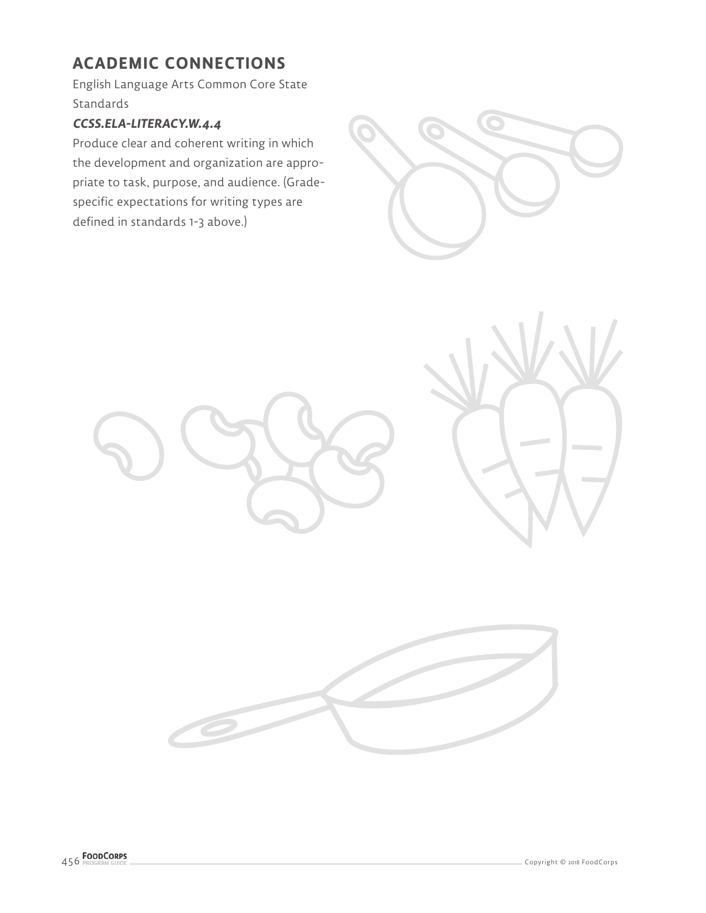## ACADEMIC CONNECTIONS

English Language Arts Common Core State Standards

***CCSS.ELA-LITERACY.W.4.4***

Produce clear and coherent writing in which the development and organization are appropriate to task, purpose, and audience. (Grade-specific expectations for writing types are defined in standards 1-3 above.)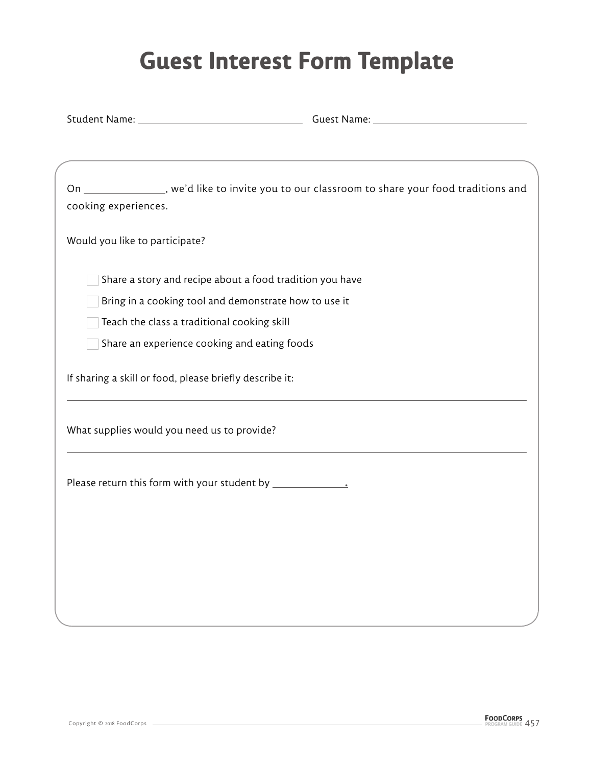# Guest Interest Form Template

Student Name: ______________________________ Guest Name: ______________________________

On ______________, we'd like to invite you to our classroom to share your food traditions and cooking experiences.

Would you like to participate?

- [ ] Share a story and recipe about a food tradition you have
- [ ] Bring in a cooking tool and demonstrate how to use it
- [ ] Teach the class a traditional cooking skill
- [ ] Share an experience cooking and eating foods

If sharing a skill or food, please briefly describe it:

___________________________________________________________________________

What supplies would you need us to provide?

___________________________________________________________________________

Please return this form with your student by _____________.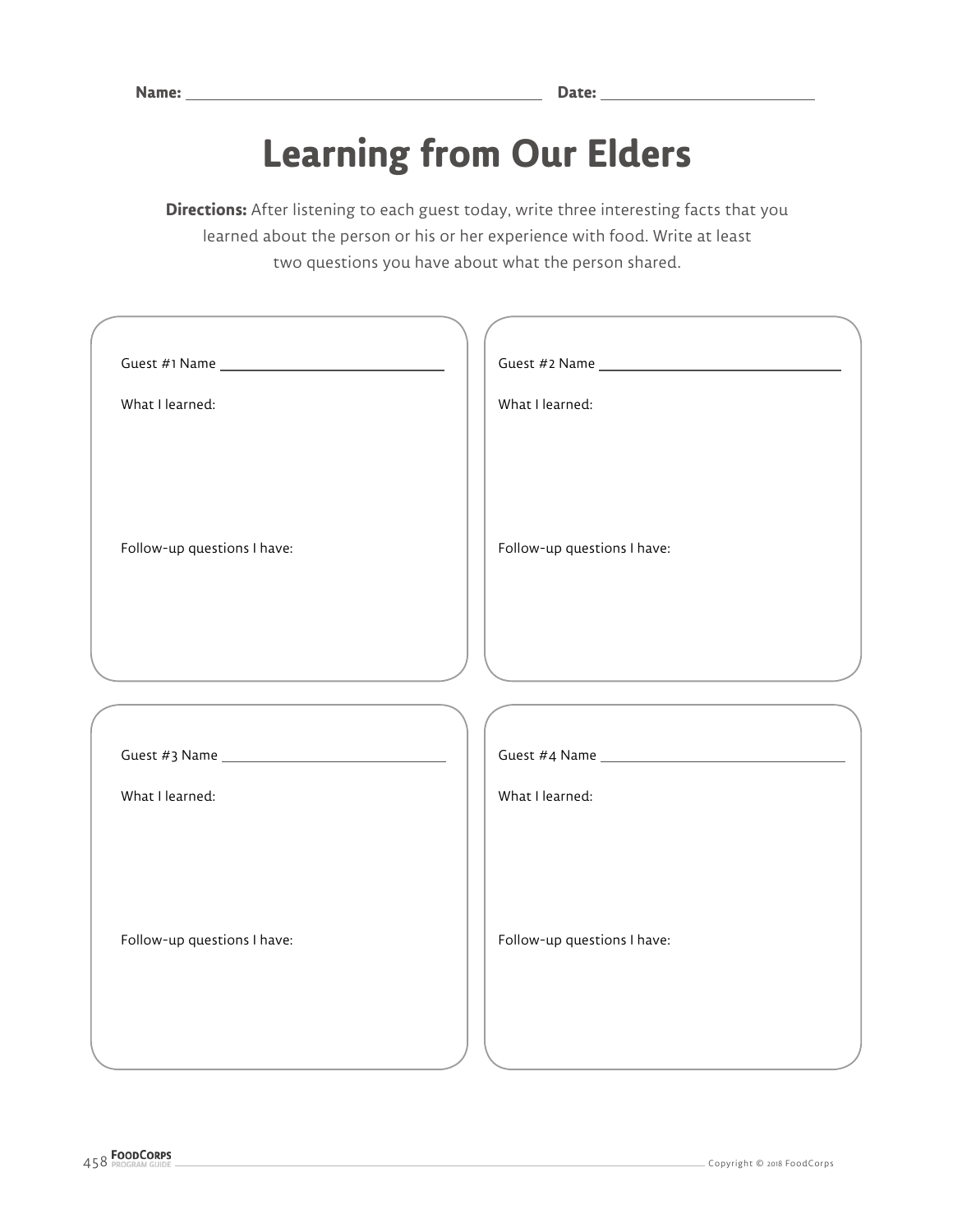Name: ______________________ Date: ______________

# Learning from Our Elders

**Directions:** After listening to each guest today, write three interesting facts that you learned about the person or his or her experience with food. Write at least two questions you have about what the person shared.

Guest #1 Name ______________________

What I learned:

Follow-up questions I have:

Guest #2 Name ______________________

What I learned:

Follow-up questions I have:

Guest #3 Name ______________________

What I learned:

Follow-up questions I have:

Guest #4 Name ______________________

What I learned:

Follow-up questions I have: